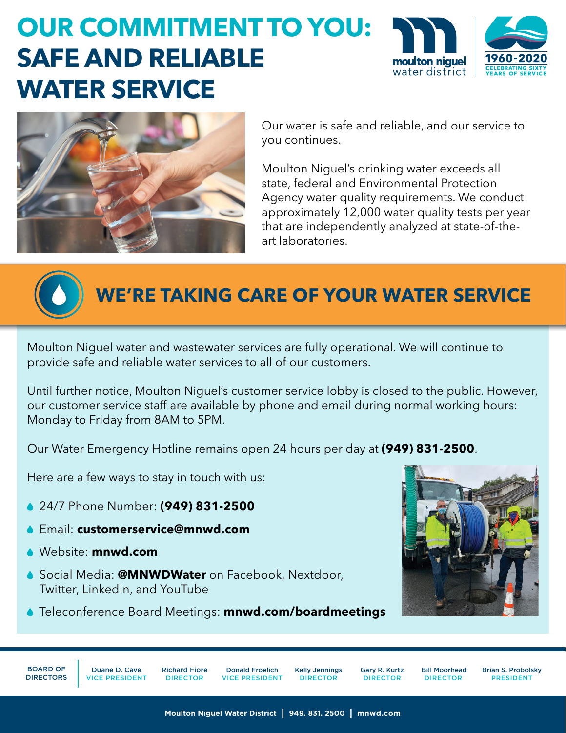# OUR COMMITMENT TO YOU: SAFE AND RELIABLE WATER SERVICE

moulton niguel water district

1960-2020 CELEBRATING SIXTY YEARS OF SERVICE

Our water is safe and reliable, and our service to you continues.

Moulton Niguel's drinking water exceeds all state, federal and Environmental Protection Agency water quality requirements. We conduct approximately 12,000 water quality tests per year that are independently analyzed at state-of-the-art laboratories.

## WE'RE TAKING CARE OF YOUR WATER SERVICE

Moulton Niguel water and wastewater services are fully operational. We will continue to provide safe and reliable water services to all of our customers.

Until further notice, Moulton Niguel's customer service lobby is closed to the public. However, our customer service staff are available by phone and email during normal working hours: Monday to Friday from 8AM to 5PM.

Our Water Emergency Hotline remains open 24 hours per day at **(949) 831-2500**.

Here are a few ways to stay in touch with us:

- 24/7 Phone Number: **(949) 831-2500**
- Email: **customerservice@mnwd.com**
- Website: **mnwd.com**
- Social Media: **@MNWDWater** on Facebook, Nextdoor, Twitter, LinkedIn, and YouTube
- Teleconference Board Meetings: **mnwd.com/boardmeetings**

**BOARD OF DIRECTORS**

| Name | Title |
|---|---|
| Duane D. Cave | VICE PRESIDENT |
| Richard Fiore | DIRECTOR |
| Donald Froelich | VICE PRESIDENT |
| Kelly Jennings | DIRECTOR |
| Gary R. Kurtz | DIRECTOR |
| Bill Moorhead | DIRECTOR |
| Brian S. Probolsky | PRESIDENT |

**Moulton Niguel Water District | 949. 831. 2500 | mnwd.com**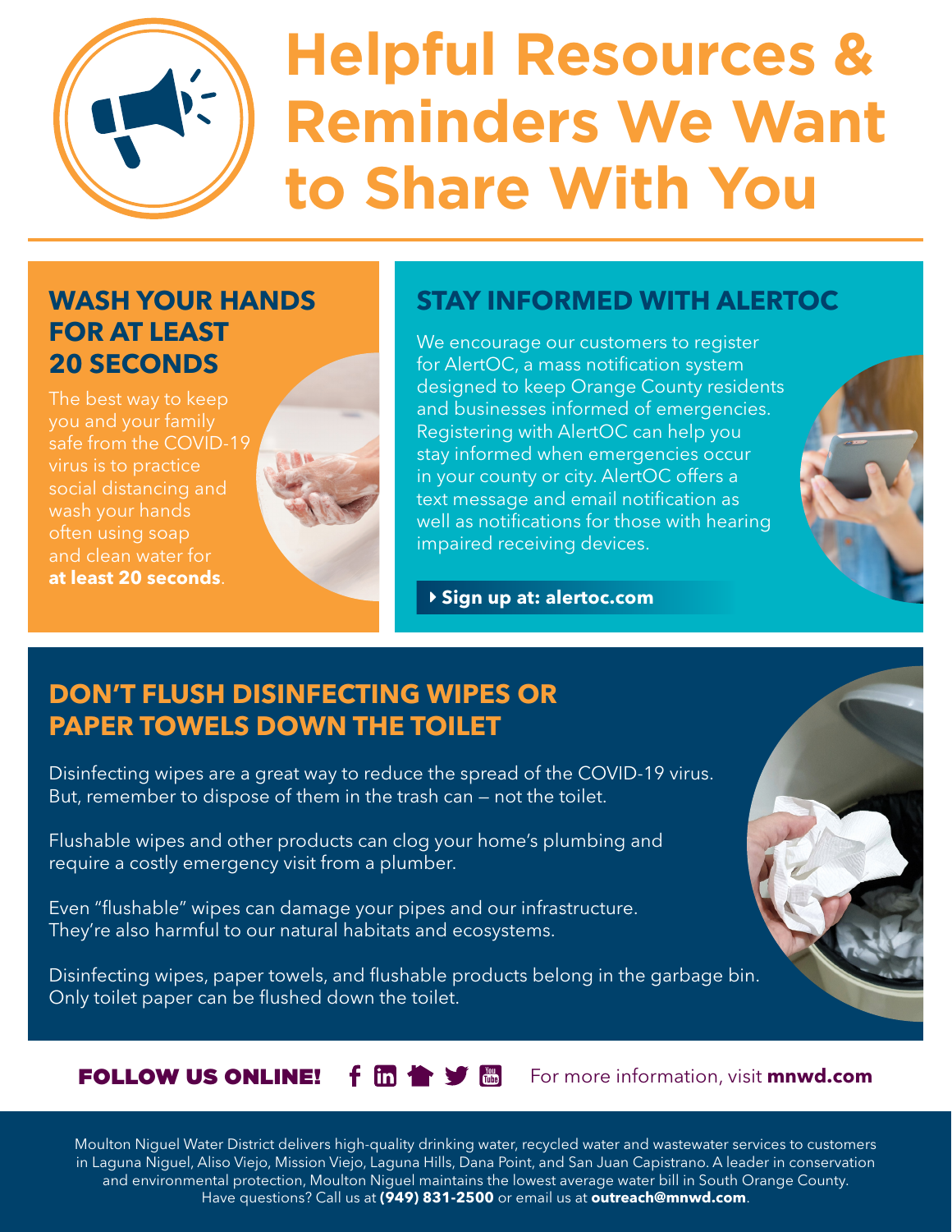# Helpful Resources & Reminders We Want to Share With You

## WASH YOUR HANDS FOR AT LEAST 20 SECONDS

The best way to keep you and your family safe from the COVID-19 virus is to practice social distancing and wash your hands often using soap and clean water for **at least 20 seconds**.

## STAY INFORMED WITH ALERTOC

We encourage our customers to register for AlertOC, a mass notification system designed to keep Orange County residents and businesses informed of emergencies. Registering with AlertOC can help you stay informed when emergencies occur in your county or city. AlertOC offers a text message and email notification as well as notifications for those with hearing impaired receiving devices.

**Sign up at: alertoc.com**

## DON'T FLUSH DISINFECTING WIPES OR PAPER TOWELS DOWN THE TOILET

Disinfecting wipes are a great way to reduce the spread of the COVID-19 virus. But, remember to dispose of them in the trash can – not the toilet.

Flushable wipes and other products can clog your home's plumbing and require a costly emergency visit from a plumber.

Even "flushable" wipes can damage your pipes and our infrastructure. They're also harmful to our natural habitats and ecosystems.

Disinfecting wipes, paper towels, and flushable products belong in the garbage bin. Only toilet paper can be flushed down the toilet.

**FOLLOW US ONLINE!**

For more information, visit **mnwd.com**

Moulton Niguel Water District delivers high-quality drinking water, recycled water and wastewater services to customers in Laguna Niguel, Aliso Viejo, Mission Viejo, Laguna Hills, Dana Point, and San Juan Capistrano. A leader in conservation and environmental protection, Moulton Niguel maintains the lowest average water bill in South Orange County. Have questions? Call us at **(949) 831-2500** or email us at **outreach@mnwd.com**.